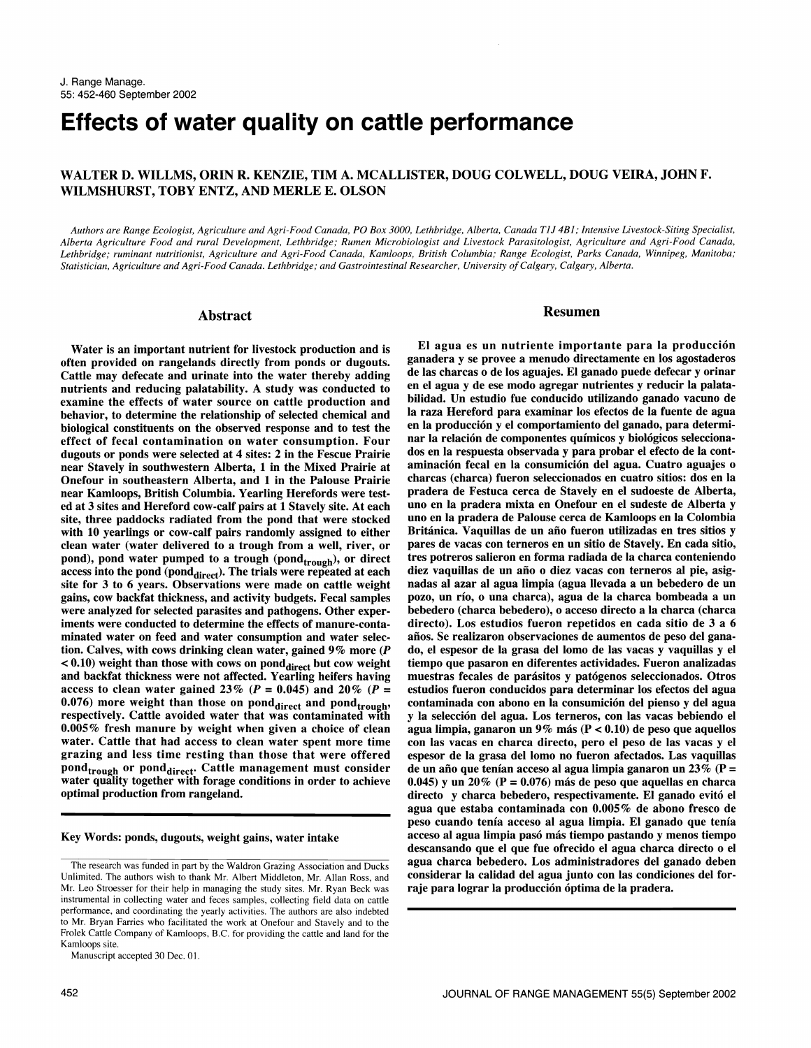# Effects of water quality on cattle performance

**WALTER D. WILLMS, ORIN R. KENZIE, TIM A. MCALLISTER, DOUG COLWELL, DOUG VEIRA, JOHN F. WILMSHURST, TOBY ENTZ, AND MERLE E. OLSON**

*Authors are Range Ecologist, Agriculture and Agri-Food Canada, PO Box 3000, Lethbridge, Alberta, Canada T1J 4B1; Intensive Livestock-Siting Specialist, Alberta Agriculture Food and rural Development, Lethbridge; Rumen Microbiologist and Livestock Parasitologist, Agriculture and Agri-Food Canada, Lethbridge; ruminant nutritionist, Agriculture and Agri-Food Canada, Kamloops, British Columbia; Range Ecologist, Parks Canada, Winnipeg, Manitoba; Statistician, Agriculture and Agri-Food Canada. Lethbridge; and Gastrointestinal Researcher, University of Calgary, Calgary, Alberta.*

## Abstract

Water is an important nutrient for livestock production and is often provided on rangelands directly from ponds or dugouts. Cattle may defecate and urinate into the water thereby adding nutrients and reducing palatability. A study was conducted to examine the effects of water source on cattle production and behavior, to determine the relationship of selected chemical and biological constituents on the observed response and to test the effect of fecal contamination on water consumption. Four dugouts or ponds were selected at 4 sites: 2 in the Fescue Prairie near Stavely in southwestern Alberta, 1 in the Mixed Prairie at Onefour in southeastern Alberta, and 1 in the Palouse Prairie near Kamloops, British Columbia. Yearling Herefords were tested at 3 sites and Hereford cow-calf pairs at 1 Stavely site. At each site, three paddocks radiated from the pond that were stocked with 10 yearlings or cow-calf pairs randomly assigned to either clean water (water delivered to a trough from a well, river, or pond), pond water pumped to a trough ($pond_{trough}$), or direct access into the pond ($pond_{direct}$). The trials were repeated at each site for 3 to 6 years. Observations were made on cattle weight gains, cow backfat thickness, and activity budgets. Fecal samples were analyzed for selected parasites and pathogens. Other experiments were conducted to determine the effects of manure-contaminated water on feed and water consumption and water selection. Calves, with cows drinking clean water, gained 9% more ($P < 0.10$) weight than those with cows on $pond_{direct}$ but cow weight and backfat thickness were not affected. Yearling heifers having access to clean water gained 23% ($P = 0.045$) and 20% ($P = 0.076$) more weight than those on $pond_{direct}$ and $pond_{trough}$, respectively. Cattle avoided water that was contaminated with 0.005% fresh manure by weight when given a choice of clean water. Cattle that had access to clean water spent more time grazing and less time resting than those that were offered $pond_{trough}$ or $pond_{direct}$. Cattle management must consider water quality together with forage conditions in order to achieve optimal production from rangeland.

**Key Words:** ponds, dugouts, weight gains, water intake

The research was funded in part by the Waldron Grazing Association and Ducks Unlimited. The authors wish to thank Mr. Albert Middleton, Mr. Allan Ross, and Mr. Leo Stroesser for their help in managing the study sites. Mr. Ryan Beck was instrumental in collecting water and feces samples, collecting field data on cattle performance, and coordinating the yearly activities. The authors are also indebted to Mr. Bryan Farries who facilitated the work at Onefour and Stavely and to the Frolek Cattle Company of Kamloops, B.C. for providing the cattle and land for the Kamloops site.

Manuscript accepted 30 Dec. 01.

## Resumen

El agua es un nutriente importante para la producción ganadera y se provee a menudo directamente en los agostaderos de las charcas o de los aguajes. El ganado puede defecar y orinar en el agua y de ese modo agregar nutrientes y reducir la palatabilidad. Un estudio fue conducido utilizando ganado vacuno de la raza Hereford para examinar los efectos de la fuente de agua en la producción y el comportamiento del ganado, para determinar la relación de componentes químicos y biológicos seleccionados en la respuesta observada y para probar el efecto de la contaminación fecal en la consumición del agua. Cuatro aguajes o charcas (charca) fueron seleccionados en cuatro sitios: dos en la pradera de Festuca cerca de Stavely en el sudoeste de Alberta, uno en la pradera mixta en Onefour en el sudeste de Alberta y uno en la pradera de Palouse cerca de Kamloops en la Colombia Británica. Vaquillas de un año fueron utilizadas en tres sitios y pares de vacas con terneros en un sitio de Stavely. En cada sitio, tres potreros salieron en forma radiada de la charca conteniendo diez vaquillas de un año o diez vacas con terneros al pie, asignadas al azar al agua limpia (agua llevada a un bebedero de un pozo, un río, o una charca), agua de la charca bombeada a un bebedero (charca bebedero), o acceso directo a la charca (charca directo). Los estudios fueron repetidos en cada sitio de 3 a 6 años. Se realizaron observaciones de aumentos de peso del ganado, el espesor de la grasa del lomo de las vacas y vaquillas y el tiempo que pasaron en diferentes actividades. Fueron analizadas muestras fecales de parásitos y patógenos seleccionados. Otros estudios fueron conducidos para determinar los efectos del agua contaminada con abono en la consumición del pienso y del agua y la selección del agua. Los terneros, con las vacas bebiendo el agua limpia, ganaron un 9% más ($P < 0.10$) de peso que aquellos con las vacas en charca directo, pero el peso de las vacas y el espesor de la grasa del lomo no fueron afectados. Las vaquillas de un año que tenían acceso al agua limpia ganaron un 23% ($P = 0.045$) y un 20% ($P = 0.076$) más de peso que aquellas en charca directo y charca bebedero, respectivamente. El ganado evitó el agua que estaba contaminada con 0.005% de abono fresco de peso cuando tenía acceso al agua limpia. El ganado que tenía acceso al agua limpia pasó más tiempo pastando y menos tiempo descansando que el que fue ofrecido el agua charca directo o el agua charca bebedero. Los administradores del ganado deben considerar la calidad del agua junto con las condiciones del forraje para lograr la producción óptima de la pradera.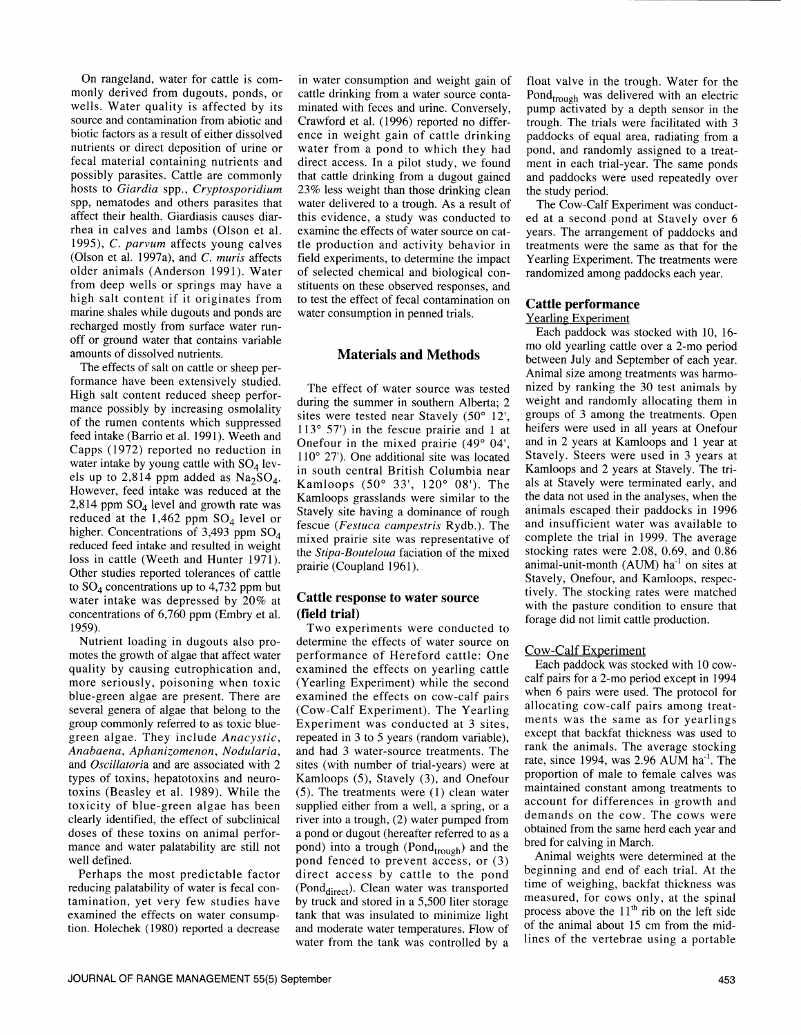On rangeland, water for cattle is commonly derived from dugouts, ponds, or wells. Water quality is affected by its source and contamination from abiotic and biotic factors as a result of either dissolved nutrients or direct deposition of urine or fecal material containing nutrients and possibly parasites. Cattle are commonly hosts to *Giardia* spp., *Cryptosporidium* spp, nematodes and others parasites that affect their health. Giardiasis causes diarrhea in calves and lambs (Olson et al. 1995), *C. parvum* affects young calves (Olson et al. 1997a), and *C. muris* affects older animals (Anderson 1991). Water from deep wells or springs may have a high salt content if it originates from marine shales while dugouts and ponds are recharged mostly from surface water runoff or ground water that contains variable amounts of dissolved nutrients.

The effects of salt on cattle or sheep performance have been extensively studied. High salt content reduced sheep performance possibly by increasing osmolality of the rumen contents which suppressed feed intake (Barrio et al. 1991). Weeth and Capps (1972) reported no reduction in water intake by young cattle with $SO_4$ levels up to 2,814 ppm added as $Na_2SO_4$. However, feed intake was reduced at the 2,814 ppm $SO_4$ level and growth rate was reduced at the 1,462 ppm $SO_4$ level or higher. Concentrations of 3,493 ppm $SO_4$ reduced feed intake and resulted in weight loss in cattle (Weeth and Hunter 1971). Other studies reported tolerances of cattle to $SO_4$ concentrations up to 4,732 ppm but water intake was depressed by 20% at concentrations of 6,760 ppm (Embry et al. 1959).

Nutrient loading in dugouts also promotes the growth of algae that affect water quality by causing eutrophication and, more seriously, poisoning when toxic blue-green algae are present. There are several genera of algae that belong to the group commonly referred to as toxic blue-green algae. They include *Anacystic*, *Anabaena*, *Aphanizomenon*, *Nodularia*, and *Oscillatoria* and are associated with 2 types of toxins, hepatotoxins and neurotoxins (Beasley et al. 1989). While the toxicity of blue-green algae has been clearly identified, the effect of subclinical doses of these toxins on animal performance and water palatability are still not well defined.

Perhaps the most predictable factor reducing palatability of water is fecal contamination, yet very few studies have examined the effects on water consumption. Holechek (1980) reported a decrease in water consumption and weight gain of cattle drinking from a water source contaminated with feces and urine. Conversely, Crawford et al. (1996) reported no difference in weight gain of cattle drinking water from a pond to which they had direct access. In a pilot study, we found that cattle drinking from a dugout gained 23% less weight than those drinking clean water delivered to a trough. As a result of this evidence, a study was conducted to examine the effects of water source on cattle production and activity behavior in field experiments, to determine the impact of selected chemical and biological constituents on these observed responses, and to test the effect of fecal contamination on water consumption in penned trials.

## Materials and Methods

The effect of water source was tested during the summer in southern Alberta; 2 sites were tested near Stavely (50° 12', 113° 57') in the fescue prairie and 1 at Onefour in the mixed prairie (49° 04', 110° 27'). One additional site was located in south central British Columbia near Kamloops (50° 33', 120° 08'). The Kamloops grasslands were similar to the Stavely site having a dominance of rough fescue (*Festuca campestris* Rydb.). The mixed prairie site was representative of the *Stipa-Bouteloua* faciation of the mixed prairie (Coupland 1961).

### Cattle response to water source (field trial)

Two experiments were conducted to determine the effects of water source on performance of Hereford cattle: One examined the effects on yearling cattle (Yearling Experiment) while the second examined the effects on cow-calf pairs (Cow-Calf Experiment). The Yearling Experiment was conducted at 3 sites, repeated in 3 to 5 years (random variable), and had 3 water-source treatments. The sites (with number of trial-years) were at Kamloops (5), Stavely (3), and Onefour (5). The treatments were (1) clean water supplied either from a well, a spring, or a river into a trough, (2) water pumped from a pond or dugout (hereafter referred to as a pond) into a trough ($Pond_{trough}$) and the pond fenced to prevent access, or (3) direct access by cattle to the pond ($Pond_{direct}$). Clean water was transported by truck and stored in a 5,500 liter storage tank that was insulated to minimize light and moderate water temperatures. Flow of water from the tank was controlled by a float valve in the trough. Water for the $Pond_{trough}$ was delivered with an electric pump activated by a depth sensor in the trough. The trials were facilitated with 3 paddocks of equal area, radiating from a pond, and randomly assigned to a treatment in each trial-year. The same ponds and paddocks were used repeatedly over the study period.

The Cow-Calf Experiment was conducted at a second pond at Stavely over 6 years. The arrangement of paddocks and treatments were the same as that for the Yearling Experiment. The treatments were randomized among paddocks each year.

### Cattle performance

#### Yearling Experiment

Each paddock was stocked with 10, 16-mo old yearling cattle over a 2-mo period between July and September of each year. Animal size among treatments was harmonized by ranking the 30 test animals by weight and randomly allocating them in groups of 3 among the treatments. Open heifers were used in all years at Onefour and in 2 years at Kamloops and 1 year at Stavely. Steers were used in 3 years at Kamloops and 2 years at Stavely. The trials at Stavely were terminated early, and the data not used in the analyses, when the animals escaped their paddocks in 1996 and insufficient water was available to complete the trial in 1999. The average stocking rates were 2.08, 0.69, and 0.86 animal-unit-month (AUM) $ha^{-1}$ on sites at Stavely, Onefour, and Kamloops, respectively. The stocking rates were matched with the pasture condition to ensure that forage did not limit cattle production.

#### Cow-Calf Experiment

Each paddock was stocked with 10 cow-calf pairs for a 2-mo period except in 1994 when 6 pairs were used. The protocol for allocating cow-calf pairs among treatments was the same as for yearlings except that backfat thickness was used to rank the animals. The average stocking rate, since 1994, was 2.96 AUM $ha^{-1}$. The proportion of male to female calves was maintained constant among treatments to account for differences in growth and demands on the cow. The cows were obtained from the same herd each year and bred for calving in March.

Animal weights were determined at the beginning and end of each trial. At the time of weighing, backfat thickness was measured, for cows only, at the spinal process above the 11th rib on the left side of the animal about 15 cm from the midlines of the vertebrae using a portable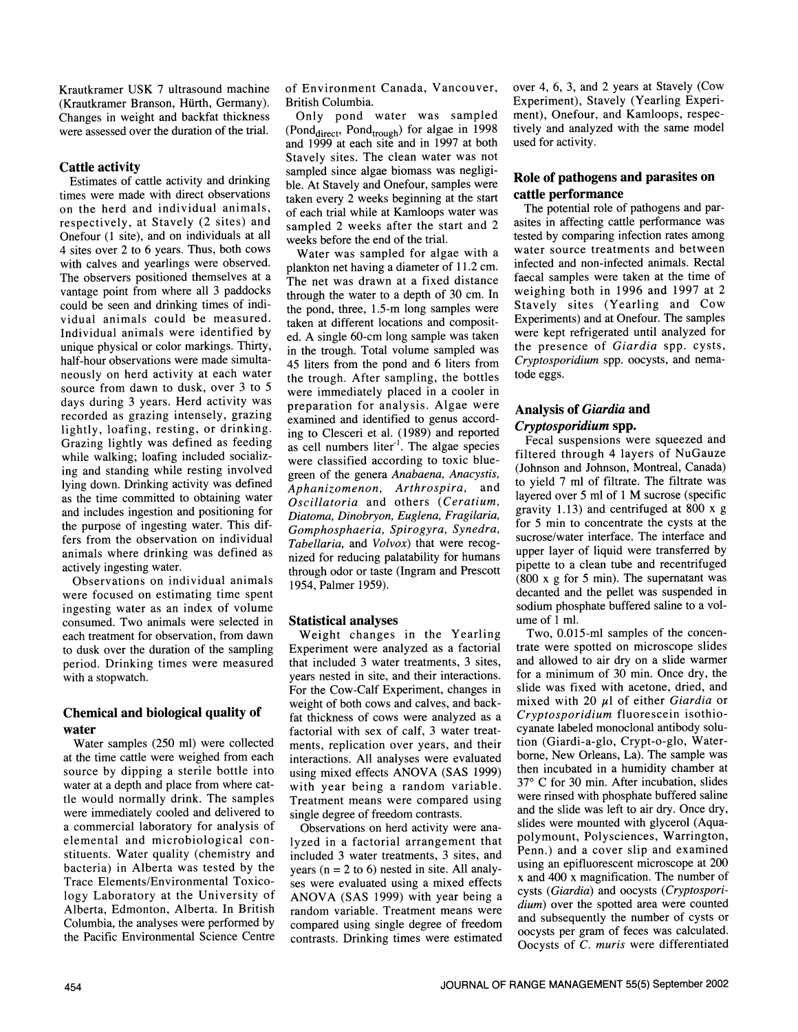Krautkramer USK 7 ultrasound machine (Krautkramer Branson, Hürth, Germany). Changes in weight and backfat thickness were assessed over the duration of the trial.

### Cattle activity

Estimates of cattle activity and drinking times were made with direct observations on the herd and individual animals, respectively, at Stavely (2 sites) and Onefour (1 site), and on individuals at all 4 sites over 2 to 6 years. Thus, both cows with calves and yearlings were observed. The observers positioned themselves at a vantage point from where all 3 paddocks could be seen and drinking times of individual animals could be measured. Individual animals were identified by unique physical or color markings. Thirty, half-hour observations were made simultaneously on herd activity at each water source from dawn to dusk, over 3 to 5 days during 3 years. Herd activity was recorded as grazing intensely, grazing lightly, loafing, resting, or drinking. Grazing lightly was defined as feeding while walking; loafing included socializing and standing while resting involved lying down. Drinking activity was defined as the time committed to obtaining water and includes ingestion and positioning for the purpose of ingesting water. This differs from the observation on individual animals where drinking was defined as actively ingesting water.

Observations on individual animals were focused on estimating time spent ingesting water as an index of volume consumed. Two animals were selected in each treatment for observation, from dawn to dusk over the duration of the sampling period. Drinking times were measured with a stopwatch.

### Chemical and biological quality of water

Water samples (250 ml) were collected at the time cattle were weighed from each source by dipping a sterile bottle into water at a depth and place from where cattle would normally drink. The samples were immediately cooled and delivered to a commercial laboratory for analysis of elemental and microbiological constituents. Water quality (chemistry and bacteria) in Alberta was tested by the Trace Elements/Environmental Toxicology Laboratory at the University of Alberta, Edmonton, Alberta. In British Columbia, the analyses were performed by the Pacific Environmental Science Centre of Environment Canada, Vancouver, British Columbia.

Only pond water was sampled ($Pond_{direct}$, $Pond_{trough}$) for algae in 1998 and 1999 at each site and in 1997 at both Stavely sites. The clean water was not sampled since algae biomass was negligible. At Stavely and Onefour, samples were taken every 2 weeks beginning at the start of each trial while at Kamloops water was sampled 2 weeks after the start and 2 weeks before the end of the trial.

Water was sampled for algae with a plankton net having a diameter of 11.2 cm. The net was drawn at a fixed distance through the water to a depth of 30 cm. In the pond, three, 1.5-m long samples were taken at different locations and composited. A single 60-cm long sample was taken in the trough. Total volume sampled was 45 liters from the pond and 6 liters from the trough. After sampling, the bottles were immediately placed in a cooler in preparation for analysis. Algae were examined and identified to genus according to Clesceri et al. (1989) and reported as cell numbers liter$^{-1}$. The algae species were classified according to toxic blue-green of the genera *Anabaena, Anacystis, Aphanizomenon, Arthrospira,* and *Oscillatoria* and others (*Ceratium, Diatoma, Dinobryon, Euglena, Fragilaria, Gomphosphaeria, Spirogyra, Synedra, Tabellaria,* and *Volvox*) that were recognized for reducing palatability for humans through odor or taste (Ingram and Prescott 1954, Palmer 1959).

### Statistical analyses

Weight changes in the Yearling Experiment were analyzed as a factorial that included 3 water treatments, 3 sites, years nested in site, and their interactions. For the Cow-Calf Experiment, changes in weight of both cows and calves, and backfat thickness of cows were analyzed as a factorial with sex of calf, 3 water treatments, replication over years, and their interactions. All analyses were evaluated using mixed effects ANOVA (SAS 1999) with year being a random variable. Treatment means were compared using single degree of freedom contrasts.

Observations on herd activity were analyzed in a factorial arrangement that included 3 water treatments, 3 sites, and years ($n = 2$ to 6) nested in site. All analyses were evaluated using a mixed effects ANOVA (SAS 1999) with year being a random variable. Treatment means were compared using single degree of freedom contrasts. Drinking times were estimated over 4, 6, 3, and 2 years at Stavely (Cow Experiment), Stavely (Yearling Experiment), Onefour, and Kamloops, respectively and analyzed with the same model used for activity.

### Role of pathogens and parasites on cattle performance

The potential role of pathogens and parasites in affecting cattle performance was tested by comparing infection rates among water source treatments and between infected and non-infected animals. Rectal faecal samples were taken at the time of weighing both in 1996 and 1997 at 2 Stavely sites (Yearling and Cow Experiments) and at Onefour. The samples were kept refrigerated until analyzed for the presence of *Giardia* spp. cysts, *Cryptosporidium* spp. oocysts, and nematode eggs.

### Analysis of *Giardia* and *Cryptosporidium* spp.

Fecal suspensions were squeezed and filtered through 4 layers of NuGauze (Johnson and Johnson, Montreal, Canada) to yield 7 ml of filtrate. The filtrate was layered over 5 ml of 1 M sucrose (specific gravity 1.13) and centrifuged at 800 x g for 5 min to concentrate the cysts at the sucrose/water interface. The interface and upper layer of liquid were transferred by pipette to a clean tube and recentrifuged (800 x g for 5 min). The supernatant was decanted and the pellet was suspended in sodium phosphate buffered saline to a volume of 1 ml.

Two, 0.015-ml samples of the concentrate were spotted on microscope slides and allowed to air dry on a slide warmer for a minimum of 30 min. Once dry, the slide was fixed with acetone, dried, and mixed with 20 $\mu$l of either *Giardia* or *Cryptosporidium* fluorescein isothiocyanate labeled monoclonal antibody solution (Giardi-a-glo, Crypt-o-glo, Waterborne, New Orleans, La). The sample was then incubated in a humidity chamber at 37° C for 30 min. After incubation, slides were rinsed with phosphate buffered saline and the slide was left to air dry. Once dry, slides were mounted with glycerol (Aquapolymount, Polysciences, Warrington, Penn.) and a cover slip and examined using an epifluorescent microscope at 200 x and 400 x magnification. The number of cysts (*Giardia*) and oocysts (*Cryptosporidium*) over the spotted area were counted and subsequently the number of cysts or oocysts per gram of feces was calculated. Oocysts of *C. muris* were differentiated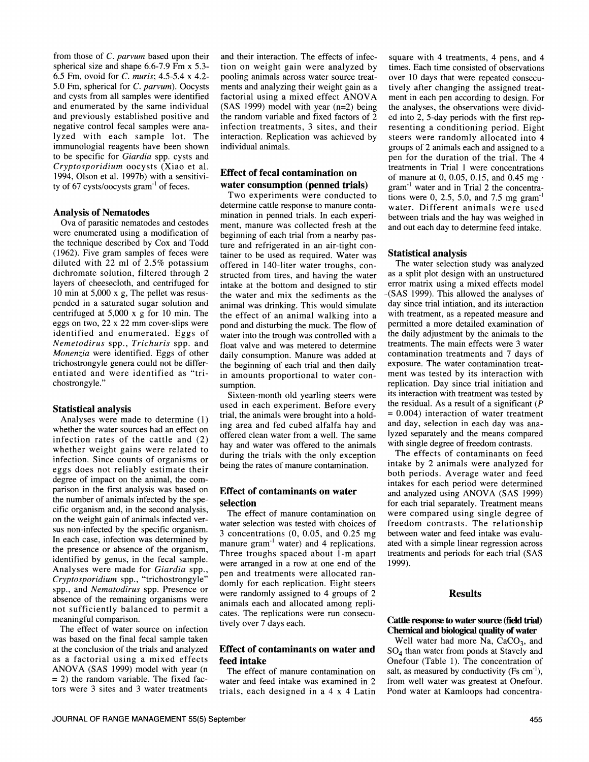from those of *C. parvum* based upon their spherical size and shape 6.6-7.9 Fm x 5.3-6.5 Fm, ovoid for *C. muris*; 4.5-5.4 x 4.2-5.0 Fm, spherical for *C. parvum*). Oocysts and cysts from all samples were identified and enumerated by the same individual and previously established positive and negative control fecal samples were analyzed with each sample lot. The immunologial reagents have been shown to be specific for *Giardia* spp. cysts and *Cryptosporidium* oocysts (Xiao et al. 1994, Olson et al. 1997b) with a sensitivity of 67 cysts/oocysts gram$^{-1}$ of feces.

### Analysis of Nematodes

Ova of parasitic nematodes and cestodes were enumerated using a modification of the technique described by Cox and Todd (1962). Five gram samples of feces were diluted with 22 ml of 2.5% potassium dichromate solution, filtered through 2 layers of cheesecloth, and centrifuged for 10 min at 5,000 x g, The pellet was resuspended in a saturated sugar solution and centrifuged at 5,000 x g for 10 min. The eggs on two, 22 x 22 mm cover-slips were identified and enumerated. Eggs of *Nemetodirus* spp., *Trichuris* spp. and *Monenzia* were identified. Eggs of other trichostrongyle genera could not be differentiated and were identified as "trichostrongyle."

### Statistical analysis

Analyses were made to determine (1) whether the water sources had an effect on infection rates of the cattle and (2) whether weight gains were related to infection. Since counts of organisms or eggs does not reliably estimate their degree of impact on the animal, the comparison in the first analysis was based on the number of animals infected by the specific organism and, in the second analysis, on the weight gain of animals infected versus non-infected by the specific organism. In each case, infection was determined by the presence or absence of the organism, identified by genus, in the fecal sample. Analyses were made for *Giardia* spp., *Cryptosporidium* spp., "trichostrongyle" spp., and *Nematodirus* spp. Presence or absence of the remaining organisms were not sufficiently balanced to permit a meaningful comparison.

The effect of water source on infection was based on the final fecal sample taken at the conclusion of the trials and analyzed as a factorial using a mixed effects ANOVA (SAS 1999) model with year (n = 2) the random variable. The fixed factors were 3 sites and 3 water treatments and their interaction. The effects of infection on weight gain were analyzed by pooling animals across water source treatments and analyzing their weight gain as a factorial using a mixed effect ANOVA (SAS 1999) model with year (n=2) being the random variable and fixed factors of 2 infection treatments, 3 sites, and their interaction. Replication was achieved by individual animals.

### Effect of fecal contamination on water consumption (penned trials)

Two experiments were conducted to determine cattle response to manure contamination in penned trials. In each experiment, manure was collected fresh at the beginning of each trial from a nearby pasture and refrigerated in an air-tight container to be used as required. Water was offered in 140-liter water troughs, constructed from tires, and having the water intake at the bottom and designed to stir the water and mix the sediments as the animal was drinking. This would simulate the effect of an animal walking into a pond and disturbing the muck. The flow of water into the trough was controlled with a float valve and was metered to determine daily consumption. Manure was added at the beginning of each trial and then daily in amounts proportional to water consumption.

Sixteen-month old yearling steers were used in each experiment. Before every trial, the animals were brought into a holding area and fed cubed alfalfa hay and offered clean water from a well. The same hay and water was offered to the animals during the trials with the only exception being the rates of manure contamination.

### Effect of contaminants on water selection

The effect of manure contamination on water selection was tested with choices of 3 concentrations (0, 0.05, and 0.25 mg manure gram$^{-1}$ water) and 4 replications. Three troughs spaced about 1-m apart were arranged in a row at one end of the pen and treatments were allocated randomly for each replication. Eight steers were randomly assigned to 4 groups of 2 animals each and allocated among replicates. The replications were run consecutively over 7 days each.

### Effect of contaminants on water and feed intake

The effect of manure contamination on water and feed intake was examined in 2 trials, each designed in a 4 x 4 Latin square with 4 treatments, 4 pens, and 4 times. Each time consisted of observations over 10 days that were repeated consecutively after changing the assigned treatment in each pen according to design. For the analyses, the observations were divided into 2, 5-day periods with the first representing a conditioning period. Eight steers were randomly allocated into 4 groups of 2 animals each and assigned to a pen for the duration of the trial. The 4 treatments in Trial 1 were concentrations of manure at 0, 0.05, 0.15, and 0.45 mg · gram$^{-1}$ water and in Trial 2 the concentrations were 0, 2.5, 5.0, and 7.5 mg gram$^{-1}$ water. Different animals were used between trials and the hay was weighed in and out each day to determine feed intake.

### Statistical analysis

The water selection study was analyzed as a split plot design with an unstructured error matrix using a mixed effects model (SAS 1999). This allowed the analyses of day since trial initiation, and its interaction with treatment, as a repeated measure and permitted a more detailed examination of the daily adjustment by the animals to the treatments. The main effects were 3 water contamination treatments and 7 days of exposure. The water contamination treatment was tested by its interaction with replication. Day since trial initiation and its interaction with treatment was tested by the residual. As a result of a significant ($P$ = 0.004) interaction of water treatment and day, selection in each day was analyzed separately and the means compared with single degree of freedom contrasts.

The effects of contaminants on feed intake by 2 animals were analyzed for both periods. Average water and feed intakes for each period were determined and analyzed using ANOVA (SAS 1999) for each trial separately. Treatment means were compared using single degree of freedom contrasts. The relationship between water and feed intake was evaluated with a simple linear regression across treatments and periods for each trial (SAS 1999).

## Results

### Cattle response to water source (field trial)

### Chemical and biological quality of water

Well water had more Na, $CaCO_3$, and $SO_4$ than water from ponds at Stavely and Onefour (Table 1). The concentration of salt, as measured by conductivity (Fs cm$^{-1}$), from well water was greatest at Onefour. Pond water at Kamloops had concentra-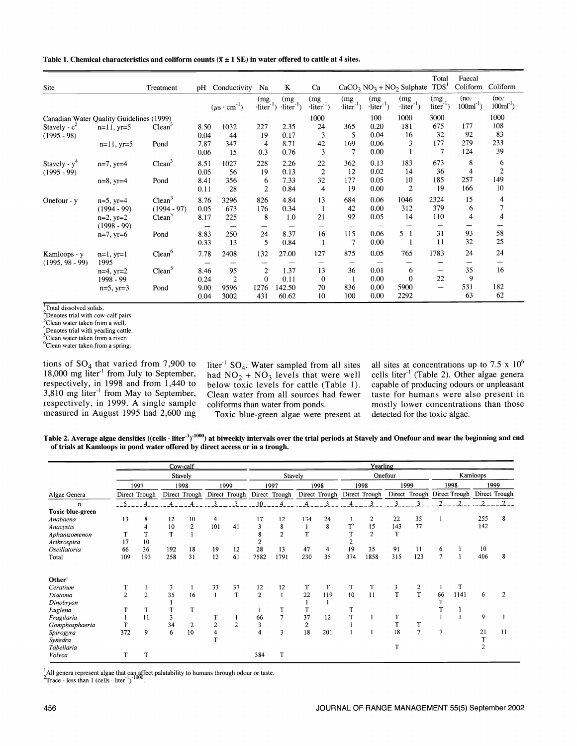**Table 1. Chemical characteristics and coliform counts ($\bar{x} \pm 1$ SE) in water offered to cattle at 4 sites.**

| Site | | Treatment | pH | Conductivity | Na | K | Ca | $CaCO_3$ | $NO_3 + NO_2$ | Sulphate | Total TDS[1] | Faecal Coliform | Coliform |
|---|---|---|---|---|---|---|---|---|---|---|---|---|---|
| | | | | ($\mu s \cdot cm^{-1}$) | (mg $\cdot liter^{-1}$) | (mg $\cdot liter^{-1}$) | (mg $\cdot liter^{-1}$) | (mg $\cdot liter^{-1}$) | (mg $\cdot liter^{-1}$) | (mg $\cdot liter^{-1}$) | (mg $liter^{-1}$) | (no.$\cdot$ $100ml^{-1}$) | (no.$\cdot$ $100ml^{-1}$) |
| Canadian Water Quality Guidelines (1999) | | | | | | | 1000 | | 100 | 1000 | 3000 | | 1000 |
| Stavely - c[2] | n=11, yr=5 | Clean[3] | 8.50 | 1032 | 227 | 2.35 | 24 | 365 | 0.20 | 181 | 675 | 177 | 108 |
| (1995 - 98) | | | 0.04 | 44 | 19 | 0.17 | 3 | 5 | 0.04 | 16 | 32 | 92 | 83 |
| | n=11, yr=5 | Pond | 7.87 | 347 | 4 | 8.71 | 42 | 169 | 0.06 | 3 | 177 | 279 | 233 |
| | | | 0.06 | 15 | 0.3 | 0.76 | 3 | 7 | 0.00 | 1 | 7 | 124 | 39 |
| Stavely - y[4] | n=7, yr=4 | Clean[3] | 8.51 | 1027 | 228 | 2.26 | 22 | 362 | 0.13 | 183 | 673 | 8 | 6 |
| (1995 - 99) | | | 0.05 | 56 | 19 | 0.13 | 2 | 12 | 0.02 | 14 | 36 | 4 | 2 |
| | n=8, yr=4 | Pond | 8.41 | 356 | 6 | 7.33 | 32 | 177 | 0.05 | 10 | 185 | 257 | 149 |
| | | | 0.11 | 28 | 2 | 0.84 | 4 | 19 | 0.00 | 2 | 19 | 166 | 10 |
| Onefour - y | n=5, yr=4 | Clean[3] | 8.76 | 3296 | 826 | 4.84 | 13 | 684 | 0.06 | 1046 | 2324 | 15 | 4 |
| | (1994 - 99) | (1994 - 97) | 0.05 | 673 | 176 | 0.34 | 1 | 42 | 0.00 | 312 | 379 | 6 | 7 |
| | n=2, yr=2 | Clean[5] | 8.17 | 225 | 8 | 1.0 | 21 | 92 | 0.05 | 14 | 110 | 4 | 4 |
| | (1998 - 99) | | — | — | — | — | — | — | — | — | — | — | — |
| | n=7, yr=6 | Pond | 8.83 | 250 | 24 | 8.37 | 16 | 115 | 0.06 | 5 1 | 31 | 93 | 58 |
| | | | 0.33 | 13 | 5 | 0.84 | 1 | 7 | 0.00 | 1 | 11 | 32 | 25 |
| Kamloops - y | n=1, yr=1 | Clean[6] | 7.78 | 2408 | 132 | 27.00 | 127 | 875 | 0.05 | 765 | 1783 | 24 | 24 |
| (1995, 98 - 99) | 1995 | | — | — | — | — | — | — | — | — | — | — | — |
| | n=4, yr=2 | Clean[5] | 8.46 | 95 | 2 | 1.37 | 13 | 36 | 0.01 | 6 | — | 35 | 16 |
| | 1998 - 99 | | 0.24 | 2 | 0 | 0.11 | 0 | 1 | 0.00 | 0 | 22 | 9 | |
| | n=5, yr=3 | Pond | 9.00 | 9596 | 1276 | 142.50 | 70 | 836 | 0.00 | 5900 | — | 531 | 182 |
| | | | 0.04 | 3002 | 431 | 60.62 | 10 | 100 | 0.00 | 2292 | — | 63 | 62 |

[1]Total dissolved solids.
[2]Denotes trial with cow-calf pairs.
[3]Clean water taken from a well.
[4]Denotes trial with yearling cattle.
[5]Clean water taken from a river.
[6]Clean water taken from a spring.

tions of $SO_4$ that varied from 7,900 to 18,000 mg $liter^{-1}$ from July to September, respectively, in 1998 and from 1,440 to 3,810 mg $liter^{-1}$ from May to September, respectively, in 1999. A single sample measured in August 1995 had 2,600 mg $liter^{-1}$ $SO_4$. Water sampled from all sites had $NO_2 + NO_3$ levels that were well below toxic levels for cattle (Table 1). Clean water from all sources had fewer coliforms than water from ponds.

Toxic blue-green algae were present at all sites at concentrations up to $7.5 \times 10^6$ cells $liter^{-1}$ (Table 2). Other algae genera capable of producing odours or unpleasant taste for humans were also present in mostly lower concentrations than those detected for the toxic algae.

**Table 2. Average algae densities ((cells $\cdot$ $liter^{-1})^{-1000}$) at biweekly intervals over the trial periods at Stavely and Onefour and near the beginning and end of trials at Kamloops in pond water offered by direct access or in a trough.**

| | Cow-calf | | | | | | Yearling | | | | | | | | | | | |
|---|---|---|---|---|---|---|---|---|---|---|---|---|---|---|---|---|---|---|
| | Stavely | | | | | | Stavely | | | | Onefour | | | | Kamloops | | | |
| | 1997 | | 1998 | | 1999 | | 1997 | | 1998 | | 1998 | | 1999 | | 1998 | | 1999 | |
| Algae Genera | Direct | Trough | Direct | Trough | Direct | Trough | Direct | Trough | Direct | Trough | Direct | Trough | Direct | Trough | Direct | Trough | Direct | Trough |
| n | 5 | 4 | 4 | 4 | 3 | 3 | 10 | 4 | 4 | 3 | 4 | 3 | 3 | 3 | 2 | 2 | 2 | 2 |
| **Toxic blue-green** | | | | | | | | | | | | | | | | | | |
| *Anabaena* | 13 | 8 | 12 | 10 | 4 | | 17 | 12 | 134 | 24 | 3 | 2 | 22 | 35 | 1 | | 255 | 8 |
| *Anacystis* | | 4 | 10 | 2 | 101 | 41 | 3 | 8 | 1 | 8 | T[2] | 15 | 143 | 77 | | | 142 | |
| *Aphanizomenon* | T | | T | 1 | | | 8 | 2 | T | | T | 2 | T | | | | | |
| *Arthrospira* | 17 | 10 | | | | | 2 | | | | 2 | | | | | | | |
| *Oscillatoria* | 66 | 36 | 192 | 18 | 19 | 12 | 28 | 13 | 47 | 4 | 19 | 35 | 91 | 11 | 6 | 1 | 10 | |
| Total | 109 | 193 | 258 | 31 | 12 | 61 | 7582 | 1791 | 230 | 35 | 374 | 1858 | 315 | 123 | 7 | 1 | 406 | 8 |
| **Other[1]** | | | | | | | | | | | | | | | | | | |
| *Ceratium* | T | 1 | 3 | 1 | 33 | 37 | 12 | 12 | T | T | T | T | 3 | 2 | 1 | T | | |
| *Diatoma* | 2 | 2 | 35 | 16 | 1 | T | 2 | 1 | 22 | 119 | 10 | 11 | T | T | 66 | 1141 | 6 | 2 |
| *Dinobryon* | | | 1 | | | | | | 1 | 1 | | | | | T | | | |
| *Euglena* | T | T | T | T | | | 1 | T | T | | T | | | | T | 1 | | |
| *Fragilaria* | 1 | 11 | 3 | | T | 1 | 66 | 7 | 37 | 12 | T | 1 | T | | 1 | 1 | 9 | 1 |
| *Gomphosphaeria* | T | | 34 | 2 | 2 | 2 | 3 | | 2 | | 1 | | T | T | | | | |
| *Spirogyra* | 372 | 9 | 6 | 10 | 4 | | 4 | 3 | 18 | 201 | 1 | 1 | 18 | 7 | 7 | | 21 | 11 |
| *Synedra* | | | | | T | | | | | | | | | | | | T | |
| *Tabellaria* | | | | | | | | | | | | | T | | | | 2 | |
| *Volvox* | T | T | | | | | 384 | T | | | | | | | | | | |

[1]All genera represent algae that can affect palatability to humans through odour or taste.
[2]Trace - less than 1 (cells $\cdot$ $liter^{-1})^{-1000}$.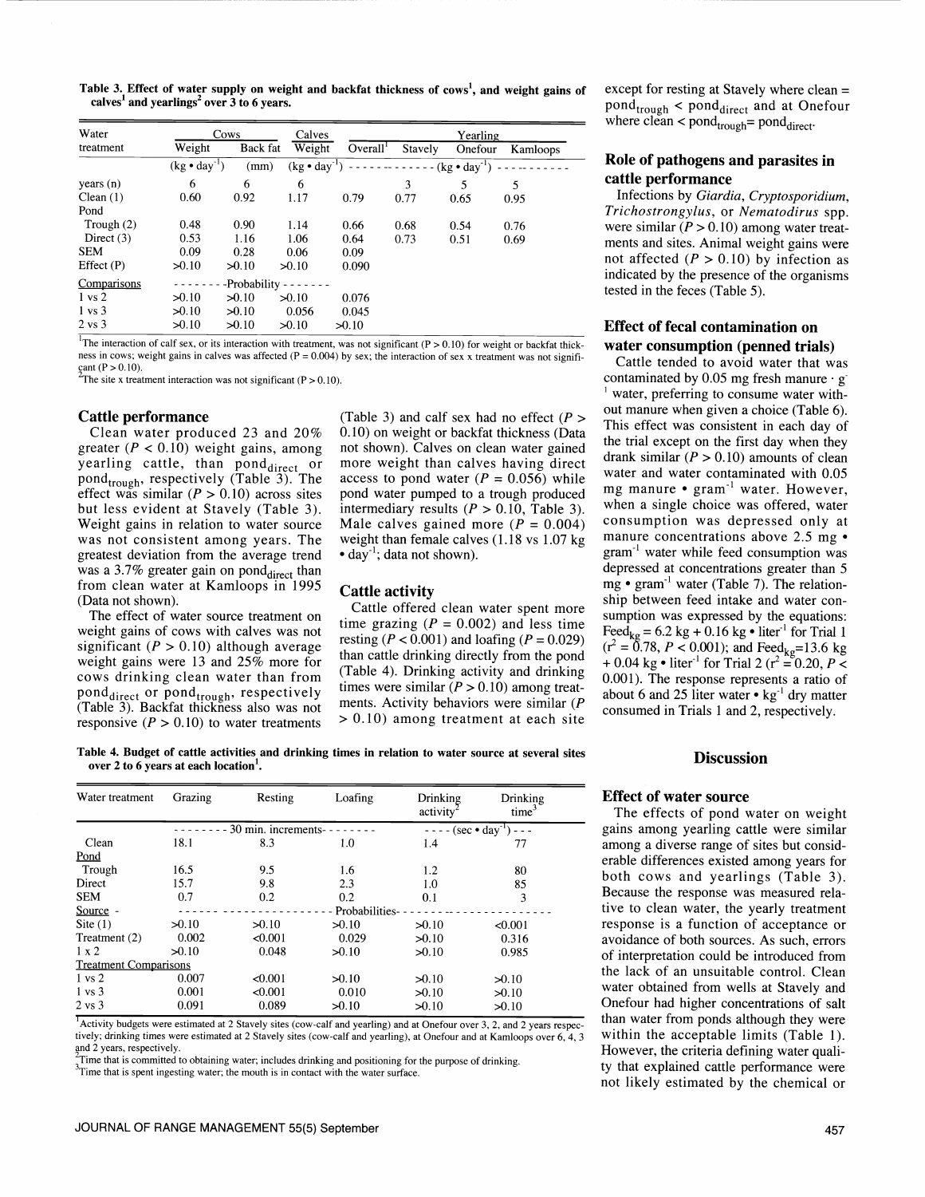Table 3. Effect of water supply on weight and backfat thickness of cows[1], and weight gains of calves[1] and yearlings[2] over 3 to 6 years.

| Water treatment | Cows | | Calves | Yearling | | | |
|---|---|---|---|---|---|---|---|
| | Weight | Back fat | Weight | Overall[1] | Stavely | Onefour | Kamloops |
| | ($kg \cdot day^{-1}$) | (mm) | ($kg \cdot day^{-1}$) | ($kg \cdot day^{-1}$) | | | |
| years (n) | 6 | 6 | 6 | | 3 | 5 | 5 |
| Clean (1) | 0.60 | 0.92 | 1.17 | 0.79 | 0.77 | 0.65 | 0.95 |
| Pond | | | | | | | |
| Trough (2) | 0.48 | 0.90 | 1.14 | 0.66 | 0.68 | 0.54 | 0.76 |
| Direct (3) | 0.53 | 1.16 | 1.06 | 0.64 | 0.73 | 0.51 | 0.69 |
| SEM | 0.09 | 0.28 | 0.06 | 0.09 | | | |
| Effect (P) | >0.10 | >0.10 | >0.10 | 0.090 | | | |
| Comparisons | Probability | | | | | | |
| 1 vs 2 | >0.10 | >0.10 | >0.10 | 0.076 | | | |
| 1 vs 3 | >0.10 | >0.10 | 0.056 | 0.045 | | | |
| 2 vs 3 | >0.10 | >0.10 | >0.10 | >0.10 | | | |

[1]The interaction of calf sex, or its interaction with treatment, was not significant ($P > 0.10$) for weight or backfat thickness in cows; weight gains in calves was affected ($P = 0.004$) by sex; the interaction of sex x treatment was not significant ($P > 0.10$).
[2]The site x treatment interaction was not significant ($P > 0.10$).

## Cattle performance

Clean water produced 23 and 20% greater ($P < 0.10$) weight gains, among yearling cattle, than $pond_{direct}$ or $pond_{trough}$, respectively (Table 3). The effect was similar ($P > 0.10$) across sites but less evident at Stavely (Table 3). Weight gains in relation to water source was not consistent among years. The greatest deviation from the average trend was a 3.7% greater gain on $pond_{direct}$ than from clean water at Kamloops in 1995 (Data not shown).

The effect of water source treatment on weight gains of cows with calves was not significant ($P > 0.10$) although average weight gains were 13 and 25% more for cows drinking clean water than from $pond_{direct}$ or $pond_{trough}$, respectively (Table 3). Backfat thickness also was not responsive ($P > 0.10$) to water treatments (Table 3) and calf sex had no effect ($P > 0.10$) on weight or backfat thickness (Data not shown). Calves on clean water gained more weight than calves having direct access to pond water ($P = 0.056$) while pond water pumped to a trough produced intermediary results ($P > 0.10$, Table 3). Male calves gained more ($P = 0.004$) weight than female calves (1.18 vs 1.07 kg $\cdot$ $day^{-1}$; data not shown).

## Cattle activity

Cattle offered clean water spent more time grazing ($P = 0.002$) and less time resting ($P < 0.001$) and loafing ($P = 0.029$) than cattle drinking directly from the pond (Table 4). Drinking activity and drinking times were similar ($P > 0.10$) among treatments. Activity behaviors were similar ($P > 0.10$) among treatment at each site except for resting at Stavely where clean = $pond_{trough}$ < $pond_{direct}$ and at Onefour where clean < $pond_{trough}$= $pond_{direct}$.

Table 4. Budget of cattle activities and drinking times in relation to water source at several sites over 2 to 6 years at each location[1].

| Water treatment | Grazing | Resting | Loafing | Drinking activity[2] | Drinking time[3] |
|---|---|---|---|---|---|
| | 30 min. increments | | | ($sec \cdot day^{-1}$) | |
| Clean | 18.1 | 8.3 | 1.0 | 1.4 | 77 |
| Pond | | | | | |
| Trough | 16.5 | 9.5 | 1.6 | 1.2 | 80 |
| Direct | 15.7 | 9.8 | 2.3 | 1.0 | 85 |
| SEM | 0.7 | 0.2 | 0.2 | 0.1 | 3 |
| Source - | Probabilities | | | | |
| Site (1) | >0.10 | >0.10 | >0.10 | >0.10 | <0.001 |
| Treatment (2) | 0.002 | <0.001 | 0.029 | >0.10 | 0.316 |
| 1 x 2 | >0.10 | 0.048 | >0.10 | >0.10 | 0.985 |
| Treatment Comparisons | | | | | |
| 1 vs 2 | 0.007 | <0.001 | >0.10 | >0.10 | >0.10 |
| 1 vs 3 | 0.001 | <0.001 | 0.010 | >0.10 | >0.10 |
| 2 vs 3 | 0.091 | 0.089 | >0.10 | >0.10 | >0.10 |

[1]Activity budgets were estimated at 2 Stavely sites (cow-calf and yearling) and at Onefour over 3, 2, and 2 years respectively; drinking times were estimated at 2 Stavely sites (cow-calf and yearling), at Onefour and at Kamloops over 6, 4, 3 and 2 years, respectively.
[2]Time that is committed to obtaining water; includes drinking and positioning for the purpose of drinking.
[3]Time that is spent ingesting water; the mouth is in contact with the water surface.

## Role of pathogens and parasites in cattle performance

Infections by *Giardia*, *Cryptosporidium*, *Trichostrongylus*, or *Nematodirus* spp. were similar ($P > 0.10$) among water treatments and sites. Animal weight gains were not affected ($P > 0.10$) by infection as indicated by the presence of the organisms tested in the feces (Table 5).

## Effect of fecal contamination on water consumption (penned trials)

Cattle tended to avoid water that was contaminated by 0.05 mg fresh manure $\cdot$ $g^{-1}$ water, preferring to consume water without manure when given a choice (Table 6). This effect was consistent in each day of the trial except on the first day when they drank similar ($P > 0.10$) amounts of clean water and water contaminated with 0.05 mg manure $\cdot$ $gram^{-1}$ water. However, when a single choice was offered, water consumption was depressed only at manure concentrations above 2.5 mg $\cdot$ $gram^{-1}$ water while feed consumption was depressed at concentrations greater than 5 mg $\cdot$ $gram^{-1}$ water (Table 7). The relationship between feed intake and water consumption was expressed by the equations: $Feed_{kg} = 6.2\ kg + 0.16\ kg \cdot liter^{-1}$ for Trial 1 ($r^2 = 0.78$, $P < 0.001$); and $Feed_{kg} = 13.6\ kg + 0.04\ kg \cdot liter^{-1}$ for Trial 2 ($r^2 = 0.20$, $P < 0.001$). The response represents a ratio of about 6 and 25 liter water $\cdot$ $kg^{-1}$ dry matter consumed in Trials 1 and 2, respectively.

# Discussion

## Effect of water source

The effects of pond water on weight gains among yearling cattle were similar among a diverse range of sites but considerable differences existed among years for both cows and yearlings (Table 3). Because the response was measured relative to clean water, the yearly treatment response is a function of acceptance or avoidance of both sources. As such, errors of interpretation could be introduced from the lack of an unsuitable control. Clean water obtained from wells at Stavely and Onefour had higher concentrations of salt than water from ponds although they were within the acceptable limits (Table 1). However, the criteria defining water quality that explained cattle performance were not likely estimated by the chemical or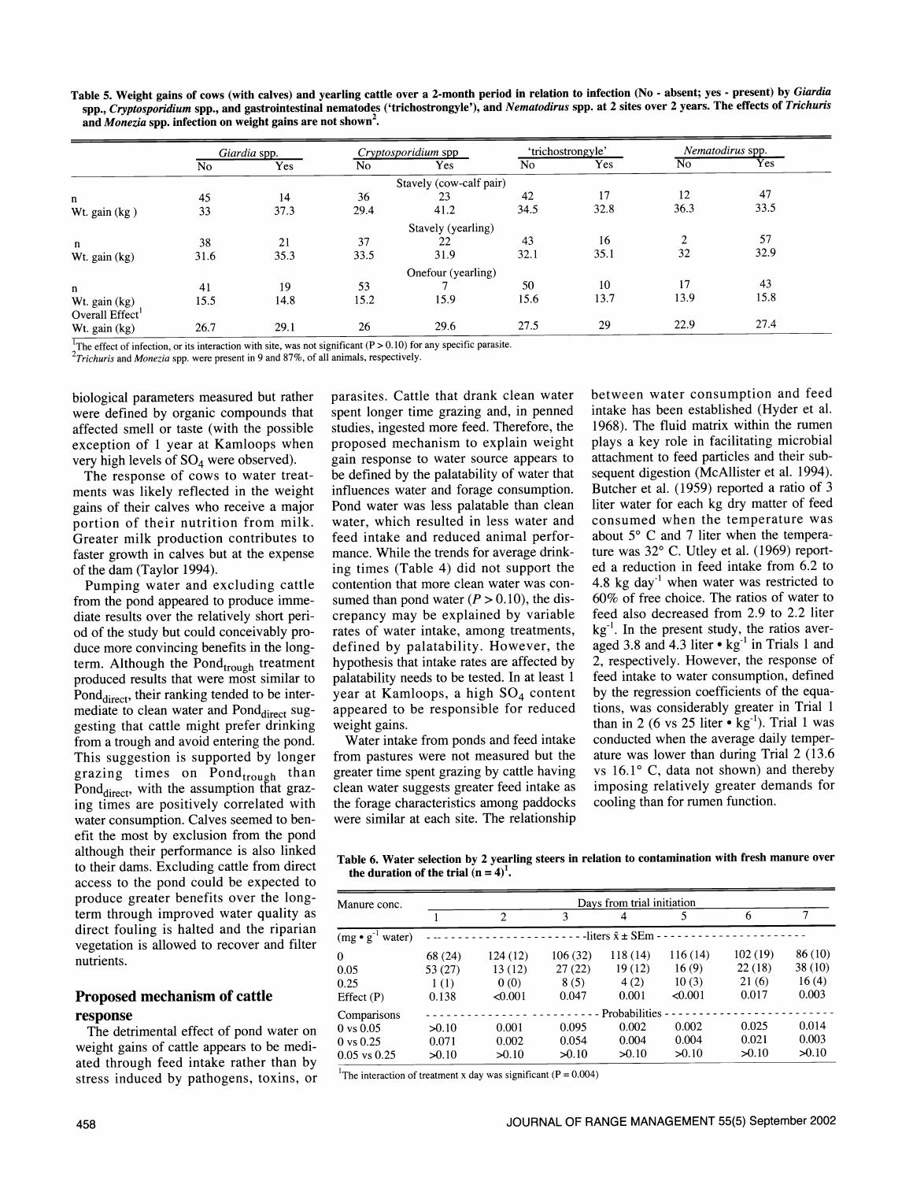Table 5. Weight gains of cows (with calves) and yearling cattle over a 2-month period in relation to infection (No - absent; yes - present) by *Giardia* spp., *Cryptosporidium* spp., and gastrointestinal nematodes ('trichostrongyle'), and *Nematodirus* spp. at 2 sites over 2 years. The effects of *Trichuris* and *Monezia* spp. infection on weight gains are not shown[2].

| | *Giardia* spp. | | *Cryptosporidium* spp | | 'trichostrongyle' | | *Nematodirus* spp. | |
|---|---|---|---|---|---|---|---|---|
| | No | Yes | No | Yes | No | Yes | No | Yes |
| | | | | Stavely (cow-calf pair) | | | | |
| n | 45 | 14 | 36 | 23 | 42 | 17 | 12 | 47 |
| Wt. gain (kg ) | 33 | 37.3 | 29.4 | 41.2 | 34.5 | 32.8 | 36.3 | 33.5 |
| | | | | Stavely (yearling) | | | | |
| n | 38 | 21 | 37 | 22 | 43 | 16 | 2 | 57 |
| Wt. gain (kg) | 31.6 | 35.3 | 33.5 | 31.9 | 32.1 | 35.1 | 32 | 32.9 |
| | | | | Onefour (yearling) | | | | |
| n | 41 | 19 | 53 | 7 | 50 | 10 | 17 | 43 |
| Wt. gain (kg) | 15.5 | 14.8 | 15.2 | 15.9 | 15.6 | 13.7 | 13.9 | 15.8 |
| Overall Effect[1] | | | | | | | | |
| Wt. gain (kg) | 26.7 | 29.1 | 26 | 29.6 | 27.5 | 29 | 22.9 | 27.4 |

[1]The effect of infection, or its interaction with site, was not significant ($P > 0.10$) for any specific parasite.
[2]*Trichuris* and *Monezia* spp. were present in 9 and 87%, of all animals, respectively.

biological parameters measured but rather were defined by organic compounds that affected smell or taste (with the possible exception of 1 year at Kamloops when very high levels of $SO_4$ were observed).

The response of cows to water treatments was likely reflected in the weight gains of their calves who receive a major portion of their nutrition from milk. Greater milk production contributes to faster growth in calves but at the expense of the dam (Taylor 1994).

Pumping water and excluding cattle from the pond appeared to produce immediate results over the relatively short period of the study but could conceivably produce more convincing benefits in the long-term. Although the $Pond_{trough}$ treatment produced results that were most similar to $Pond_{direct}$, their ranking tended to be intermediate to clean water and $Pond_{direct}$ suggesting that cattle might prefer drinking from a trough and avoid entering the pond. This suggestion is supported by longer grazing times on $Pond_{trough}$ than $Pond_{direct}$, with the assumption that grazing times are positively correlated with water consumption. Calves seemed to benefit the most by exclusion from the pond although their performance is also linked to their dams. Excluding cattle from direct access to the pond could be expected to produce greater benefits over the long-term through improved water quality as direct fouling is halted and the riparian vegetation is allowed to recover and filter nutrients.

## Proposed mechanism of cattle response

The detrimental effect of pond water on weight gains of cattle appears to be mediated through feed intake rather than by stress induced by pathogens, toxins, or parasites. Cattle that drank clean water spent longer time grazing and, in penned studies, ingested more feed. Therefore, the proposed mechanism to explain weight gain response to water source appears to be defined by the palatability of water that influences water and forage consumption. Pond water was less palatable than clean water, which resulted in less water and feed intake and reduced animal performance. While the trends for average drinking times (Table 4) did not support the contention that more clean water was consumed than pond water ($P > 0.10$), the discrepancy may be explained by variable rates of water intake, among treatments, defined by palatability. However, the hypothesis that intake rates are affected by palatability needs to be tested. In at least 1 year at Kamloops, a high $SO_4$ content appeared to be responsible for reduced weight gains.

Water intake from ponds and feed intake from pastures were not measured but the greater time spent grazing by cattle having clean water suggests greater feed intake as the forage characteristics among paddocks were similar at each site. The relationship between water consumption and feed intake has been established (Hyder et al. 1968). The fluid matrix within the rumen plays a key role in facilitating microbial attachment to feed particles and their subsequent digestion (McAllister et al. 1994). Butcher et al. (1959) reported a ratio of 3 liter water for each kg dry matter of feed consumed when the temperature was about 5° C and 7 liter when the temperature was 32° C. Utley et al. (1969) reported a reduction in feed intake from 6.2 to 4.8 kg $day^{-1}$ when water was restricted to 60% of free choice. The ratios of water to feed also decreased from 2.9 to 2.2 liter $kg^{-1}$. In the present study, the ratios averaged 3.8 and 4.3 liter • $kg^{-1}$ in Trials 1 and 2, respectively. However, the response of feed intake to water consumption, defined by the regression coefficients of the equations, was considerably greater in Trial 1 than in 2 (6 vs 25 liter • $kg^{-1}$). Trial 1 was conducted when the average daily temperature was lower than during Trial 2 (13.6 vs 16.1° C, data not shown) and thereby imposing relatively greater demands for cooling than for rumen function.

Table 6. Water selection by 2 yearling steers in relation to contamination with fresh manure over the duration of the trial ($n = 4$)[1].

| Manure conc. | Days from trial initiation | | | | | | |
|---|---|---|---|---|---|---|---|
| | 1 | 2 | 3 | 4 | 5 | 6 | 7 |
| (mg • $g^{-1}$ water) | -liters $\bar{x}$ ± SEm- | | | | | | |
| 0 | 68 (24) | 124 (12) | 106 (32) | 118 (14) | 116 (14) | 102 (19) | 86 (10) |
| 0.05 | 53 (27) | 13 (12) | 27 (22) | 19 (12) | 16 (9) | 22 (18) | 38 (10) |
| 0.25 | 1 (1) | 0 (0) | 8 (5) | 4 (2) | 10 (3) | 21 (6) | 16 (4) |
| Effect (P) | 0.138 | <0.001 | 0.047 | 0.001 | <0.001 | 0.017 | 0.003 |
| Comparisons | - Probabilities - | | | | | | |
| 0 vs 0.05 | >0.10 | 0.001 | 0.095 | 0.002 | 0.002 | 0.025 | 0.014 |
| 0 vs 0.25 | 0.071 | 0.002 | 0.054 | 0.004 | 0.004 | 0.021 | 0.003 |
| 0.05 vs 0.25 | >0.10 | >0.10 | >0.10 | >0.10 | >0.10 | >0.10 | >0.10 |

[1]The interaction of treatment x day was significant ($P = 0.004$)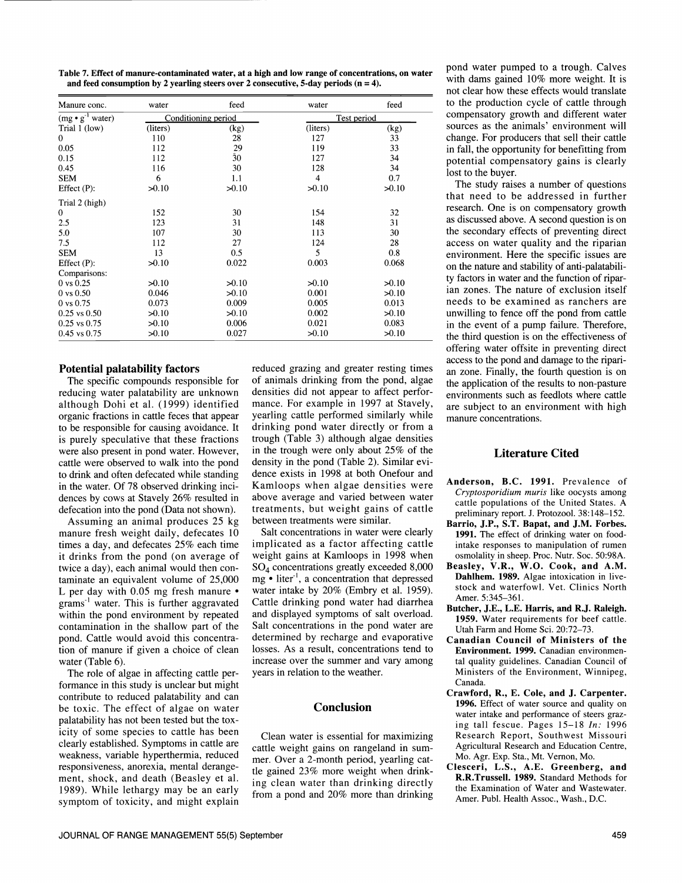Table 7. Effect of manure-contaminated water, at a high and low range of concentrations, on water and feed consumption by 2 yearling steers over 2 consecutive, 5-day periods (n = 4).

| Manure conc. | water | feed | water | feed |
|---|---|---|---|---|
| ($mg \bullet g^{-1}$ water) | Conditioning period | | Test period | |
| Trial 1 (low) | (liters) | (kg) | (liters) | (kg) |
| 0 | 110 | 28 | 127 | 33 |
| 0.05 | 112 | 29 | 119 | 33 |
| 0.15 | 112 | 30 | 127 | 34 |
| 0.45 | 116 | 30 | 128 | 34 |
| SEM | 6 | 1.1 | 4 | 0.7 |
| Effect (P): | >0.10 | >0.10 | >0.10 | >0.10 |
| Trial 2 (high) | | | | |
| 0 | 152 | 30 | 154 | 32 |
| 2.5 | 123 | 31 | 148 | 31 |
| 5.0 | 107 | 30 | 113 | 30 |
| 7.5 | 112 | 27 | 124 | 28 |
| SEM | 13 | 0.5 | 5 | 0.8 |
| Effect (P): | >0.10 | 0.022 | 0.003 | 0.068 |
| Comparisons: | | | | |
| 0 vs 0.25 | >0.10 | >0.10 | >0.10 | >0.10 |
| 0 vs 0.50 | 0.046 | >0.10 | 0.001 | >0.10 |
| 0 vs 0.75 | 0.073 | 0.009 | 0.005 | 0.013 |
| 0.25 vs 0.50 | >0.10 | >0.10 | 0.002 | >0.10 |
| 0.25 vs 0.75 | >0.10 | 0.006 | 0.021 | 0.083 |
| 0.45 vs 0.75 | >0.10 | 0.027 | >0.10 | >0.10 |

## Potential palatability factors

The specific compounds responsible for reducing water palatability are unknown although Dohi et al. (1999) identified organic fractions in cattle feces that appear to be responsible for causing avoidance. It is purely speculative that these fractions were also present in pond water. However, cattle were observed to walk into the pond to drink and often defecated while standing in the water. Of 78 observed drinking incidences by cows at Stavely 26% resulted in defecation into the pond (Data not shown).

Assuming an animal produces 25 kg manure fresh weight daily, defecates 10 times a day, and defecates 25% each time it drinks from the pond (on average of twice a day), each animal would then contaminate an equivalent volume of 25,000 L per day with 0.05 mg fresh manure • $grams^{-1}$ water. This is further aggravated within the pond environment by repeated contamination in the shallow part of the pond. Cattle would avoid this concentration of manure if given a choice of clean water (Table 6).

The role of algae in affecting cattle performance in this study is unclear but might contribute to reduced palatability and can be toxic. The effect of algae on water palatability has not been tested but the toxicity of some species to cattle has been clearly established. Symptoms in cattle are weakness, variable hyperthermia, reduced responsiveness, anorexia, mental derangement, shock, and death (Beasley et al. 1989). While lethargy may be an early symptom of toxicity, and might explain reduced grazing and greater resting times of animals drinking from the pond, algae densities did not appear to affect performance. For example in 1997 at Stavely, yearling cattle performed similarly while drinking pond water directly or from a trough (Table 3) although algae densities in the trough were only about 25% of the density in the pond (Table 2). Similar evidence exists in 1998 at both Onefour and Kamloops when algae densities were above average and varied between water treatments, but weight gains of cattle between treatments were similar.

Salt concentrations in water were clearly implicated as a factor affecting cattle weight gains at Kamloops in 1998 when $SO_4$ concentrations greatly exceeded 8,000 $mg \bullet liter^{-1}$, a concentration that depressed water intake by 20% (Embry et al. 1959). Cattle drinking pond water had diarrhea and displayed symptoms of salt overload. Salt concentrations in the pond water are determined by recharge and evaporative losses. As a result, concentrations tend to increase over the summer and vary among years in relation to the weather.

## Conclusion

Clean water is essential for maximizing cattle weight gains on rangeland in summer. Over a 2-month period, yearling cattle gained 23% more weight when drinking clean water than drinking directly from a pond and 20% more than drinking pond water pumped to a trough. Calves with dams gained 10% more weight. It is not clear how these effects would translate to the production cycle of cattle through compensatory growth and different water sources as the animals' environment will change. For producers that sell their cattle in fall, the opportunity for benefitting from potential compensatory gains is clearly lost to the buyer.

The study raises a number of questions that need to be addressed in further research. One is on compensatory growth as discussed above. A second question is on the secondary effects of preventing direct access on water quality and the riparian environment. Here the specific issues are on the nature and stability of anti-palatability factors in water and the function of riparian zones. The nature of exclusion itself needs to be examined as ranchers are unwilling to fence off the pond from cattle in the event of a pump failure. Therefore, the third question is on the effectiveness of offering water offsite in preventing direct access to the pond and damage to the riparian zone. Finally, the fourth question is on the application of the results to non-pasture environments such as feedlots where cattle are subject to an environment with high manure concentrations.

## Literature Cited

**Anderson, B.C. 1991.** Prevalence of *Cryptosporidium muris* like oocysts among cattle populations of the United States. A preliminary report. J. Protozool. 38:148–152.

**Barrio, J.P., S.T. Bapat, and J.M. Forbes. 1991.** The effect of drinking water on food-intake responses to manipulation of rumen osmolality in sheep. Proc. Nutr. Soc. 50:98A.

**Beasley, V.R., W.O. Cook, and A.M. Dahlhem. 1989.** Algae intoxication in livestock and waterfowl. Vet. Clinics North Amer. 5:345–361.

**Butcher, J.E., L.E. Harris, and R.J. Raleigh. 1959.** Water requirements for beef cattle. Utah Farm and Home Sci. 20:72–73.

**Canadian Council of Ministers of the Environment. 1999.** Canadian environmental quality guidelines. Canadian Council of Ministers of the Environment, Winnipeg, Canada.

**Crawford, R., E. Cole, and J. Carpenter. 1996.** Effect of water source and quality on water intake and performance of steers grazing tall fescue. Pages 15–18 *In:* 1996 Research Report, Southwest Missouri Agricultural Research and Education Centre, Mo. Agr. Exp. Sta., Mt. Vernon, Mo.

**Clesceri, L.S., A.E. Greenberg, and R.R.Trussell. 1989.** Standard Methods for the Examination of Water and Wastewater. Amer. Publ. Health Assoc., Wash., D.C.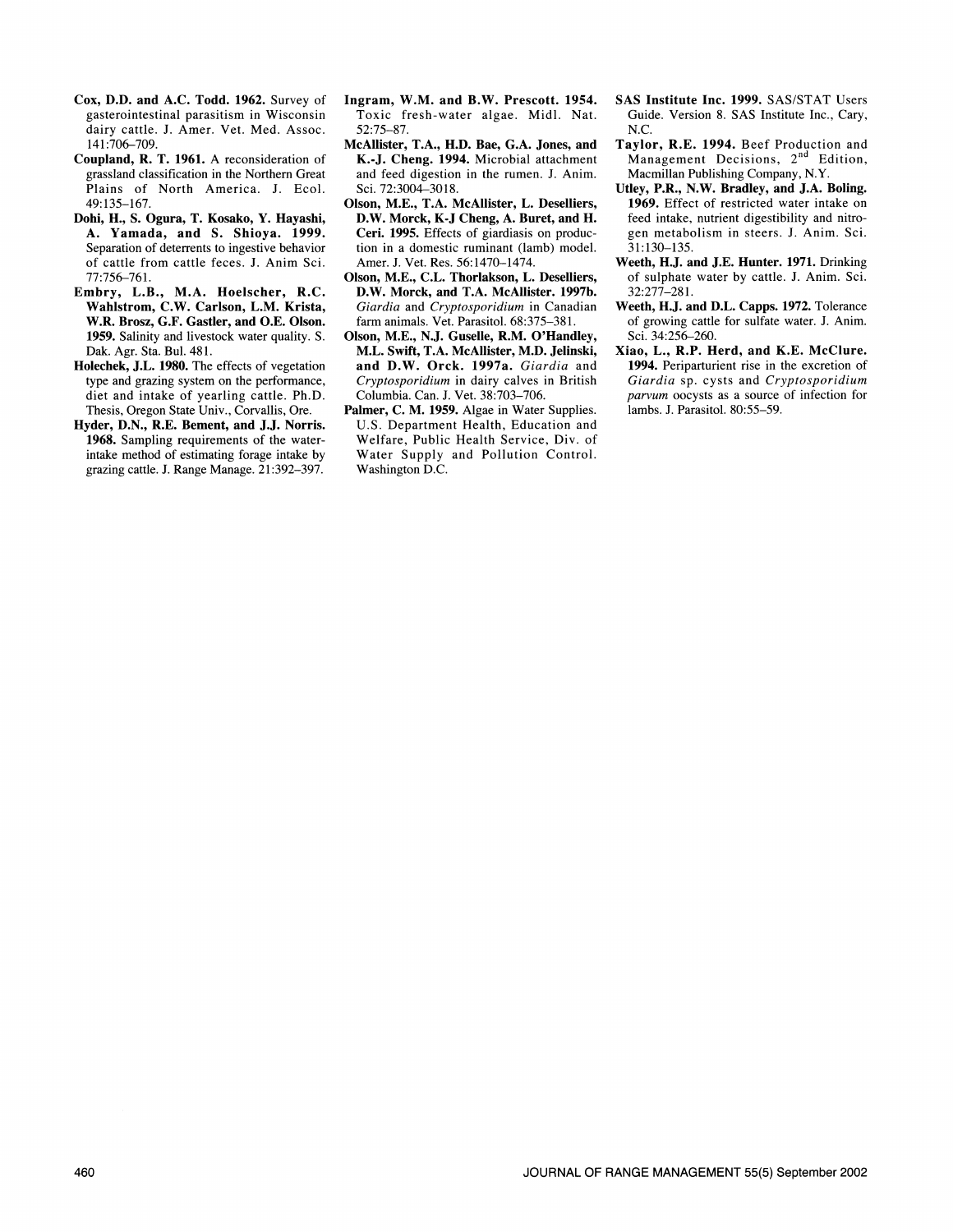**Cox, D.D. and A.C. Todd. 1962.** Survey of gasterointestinal parasitism in Wisconsin dairy cattle. J. Amer. Vet. Med. Assoc. 141:706–709.

**Coupland, R. T. 1961.** A reconsideration of grassland classification in the Northern Great Plains of North America. J. Ecol. 49:135–167.

**Dohi, H., S. Ogura, T. Kosako, Y. Hayashi, A. Yamada, and S. Shioya. 1999.** Separation of deterrents to ingestive behavior of cattle from cattle feces. J. Anim Sci. 77:756–761.

**Embry, L.B., M.A. Hoelscher, R.C. Wahlstrom, C.W. Carlson, L.M. Krista, W.R. Brosz, G.F. Gastler, and O.E. Olson. 1959.** Salinity and livestock water quality. S. Dak. Agr. Sta. Bul. 481.

**Holechek, J.L. 1980.** The effects of vegetation type and grazing system on the performance, diet and intake of yearling cattle. Ph.D. Thesis, Oregon State Univ., Corvallis, Ore.

**Hyder, D.N., R.E. Bement, and J.J. Norris. 1968.** Sampling requirements of the water-intake method of estimating forage intake by grazing cattle. J. Range Manage. 21:392–397.

**Ingram, W.M. and B.W. Prescott. 1954.** Toxic fresh-water algae. Midl. Nat. 52:75–87.

**McAllister, T.A., H.D. Bae, G.A. Jones, and K.-J. Cheng. 1994.** Microbial attachment and feed digestion in the rumen. J. Anim. Sci. 72:3004–3018.

**Olson, M.E., T.A. McAllister, L. Deselliers, D.W. Morck, K-J Cheng, A. Buret, and H. Ceri. 1995.** Effects of giardiasis on production in a domestic ruminant (lamb) model. Amer. J. Vet. Res. 56:1470–1474.

**Olson, M.E., C.L. Thorlakson, L. Deselliers, D.W. Morck, and T.A. McAllister. 1997b.** *Giardia* and *Cryptosporidium* in Canadian farm animals. Vet. Parasitol. 68:375–381.

**Olson, M.E., N.J. Guselle, R.M. O'Handley, M.L. Swift, T.A. McAllister, M.D. Jelinski, and D.W. Orck. 1997a.** *Giardia* and *Cryptosporidium* in dairy calves in British Columbia. Can. J. Vet. 38:703–706.

**Palmer, C. M. 1959.** Algae in Water Supplies. U.S. Department Health, Education and Welfare, Public Health Service, Div. of Water Supply and Pollution Control. Washington D.C.

**SAS Institute Inc. 1999.** SAS/STAT Users Guide. Version 8. SAS Institute Inc., Cary, N.C.

**Taylor, R.E. 1994.** Beef Production and Management Decisions, 2nd Edition, Macmillan Publishing Company, N.Y.

**Utley, P.R., N.W. Bradley, and J.A. Boling. 1969.** Effect of restricted water intake on feed intake, nutrient digestibility and nitrogen metabolism in steers. J. Anim. Sci. 31:130–135.

**Weeth, H.J. and J.E. Hunter. 1971.** Drinking of sulphate water by cattle. J. Anim. Sci. 32:277–281.

**Weeth, H.J. and D.L. Capps. 1972.** Tolerance of growing cattle for sulfate water. J. Anim. Sci. 34:256–260.

**Xiao, L., R.P. Herd, and K.E. McClure. 1994.** Periparturient rise in the excretion of *Giardia* sp. cysts and *Cryptosporidium parvum* oocysts as a source of infection for lambs. J. Parasitol. 80:55–59.